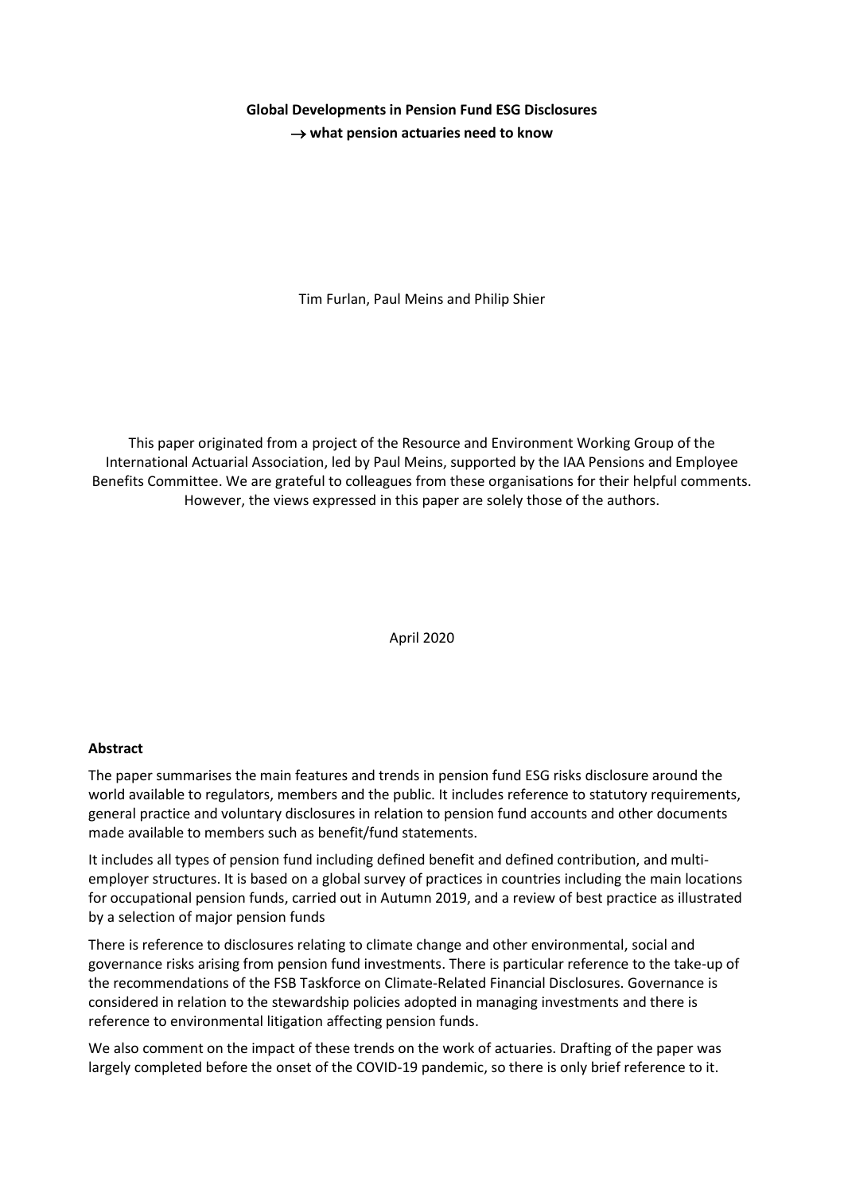# Global Developments in Pension Fund ESG Disclosures

## → what pension actuaries need to know

Tim Furlan, Paul Meins and Philip Shier

This paper originated from a project of the Resource and Environment Working Group of the International Actuarial Association, led by Paul Meins, supported by the IAA Pensions and Employee Benefits Committee. We are grateful to colleagues from these organisations for their helpful comments. However, the views expressed in this paper are solely those of the authors.

April 2020

**Abstract**

The paper summarises the main features and trends in pension fund ESG risks disclosure around the world available to regulators, members and the public. It includes reference to statutory requirements, general practice and voluntary disclosures in relation to pension fund accounts and other documents made available to members such as benefit/fund statements.

It includes all types of pension fund including defined benefit and defined contribution, and multi-employer structures. It is based on a global survey of practices in countries including the main locations for occupational pension funds, carried out in Autumn 2019, and a review of best practice as illustrated by a selection of major pension funds

There is reference to disclosures relating to climate change and other environmental, social and governance risks arising from pension fund investments. There is particular reference to the take-up of the recommendations of the FSB Taskforce on Climate-Related Financial Disclosures. Governance is considered in relation to the stewardship policies adopted in managing investments and there is reference to environmental litigation affecting pension funds.

We also comment on the impact of these trends on the work of actuaries. Drafting of the paper was largely completed before the onset of the COVID-19 pandemic, so there is only brief reference to it.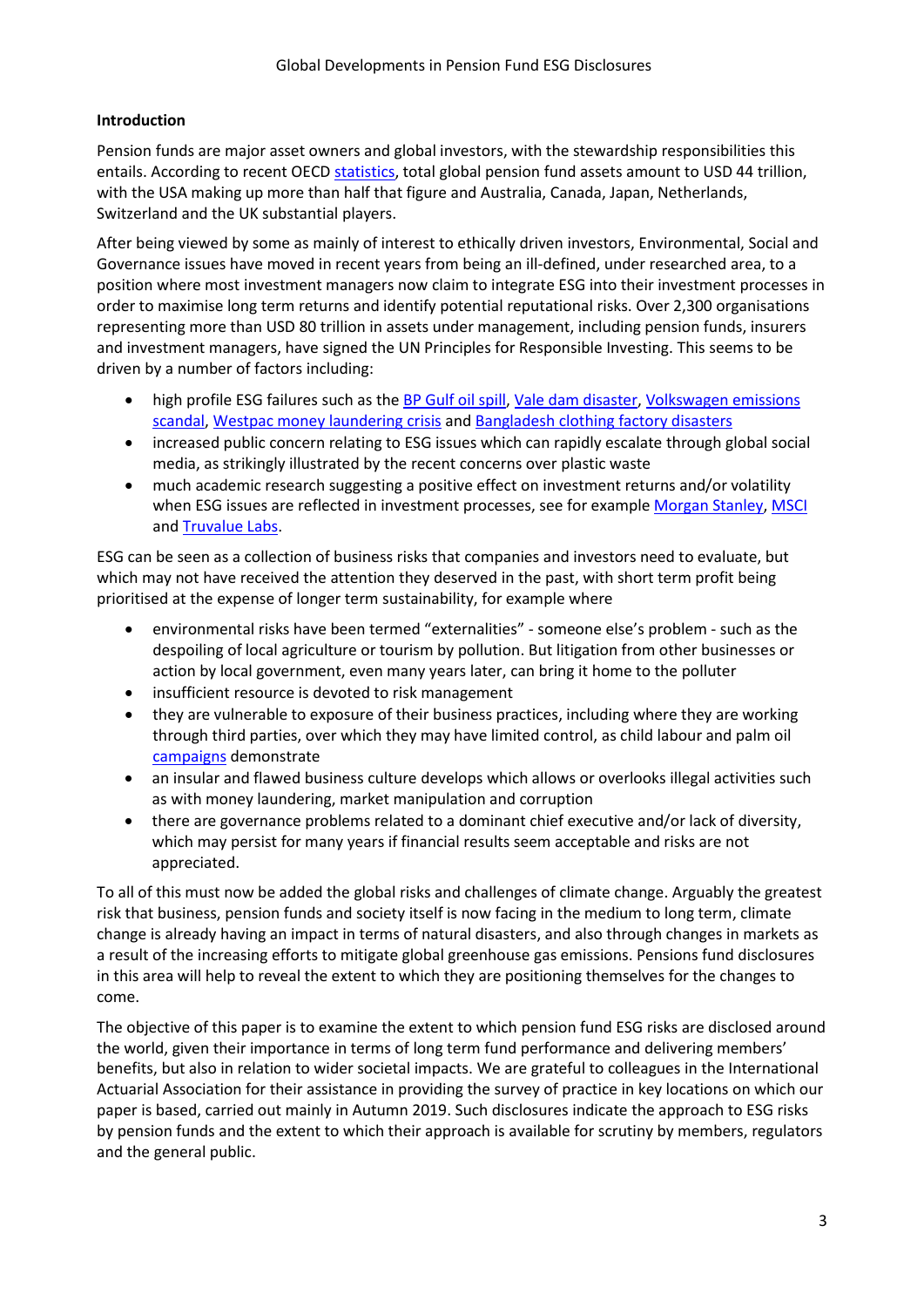**Introduction**

Pension funds are major asset owners and global investors, with the stewardship responsibilities this entails. According to recent OECD statistics, total global pension fund assets amount to USD 44 trillion, with the USA making up more than half that figure and Australia, Canada, Japan, Netherlands, Switzerland and the UK substantial players.

After being viewed by some as mainly of interest to ethically driven investors, Environmental, Social and Governance issues have moved in recent years from being an ill-defined, under researched area, to a position where most investment managers now claim to integrate ESG into their investment processes in order to maximise long term returns and identify potential reputational risks. Over 2,300 organisations representing more than USD 80 trillion in assets under management, including pension funds, insurers and investment managers, have signed the UN Principles for Responsible Investing. This seems to be driven by a number of factors including:

- high profile ESG failures such as the BP Gulf oil spill, Vale dam disaster, Volkswagen emissions scandal, Westpac money laundering crisis and Bangladesh clothing factory disasters
- increased public concern relating to ESG issues which can rapidly escalate through global social media, as strikingly illustrated by the recent concerns over plastic waste
- much academic research suggesting a positive effect on investment returns and/or volatility when ESG issues are reflected in investment processes, see for example Morgan Stanley, MSCI and Truvalue Labs.

ESG can be seen as a collection of business risks that companies and investors need to evaluate, but which may not have received the attention they deserved in the past, with short term profit being prioritised at the expense of longer term sustainability, for example where

- environmental risks have been termed "externalities" - someone else's problem - such as the despoiling of local agriculture or tourism by pollution. But litigation from other businesses or action by local government, even many years later, can bring it home to the polluter
- insufficient resource is devoted to risk management
- they are vulnerable to exposure of their business practices, including where they are working through third parties, over which they may have limited control, as child labour and palm oil campaigns demonstrate
- an insular and flawed business culture develops which allows or overlooks illegal activities such as with money laundering, market manipulation and corruption
- there are governance problems related to a dominant chief executive and/or lack of diversity, which may persist for many years if financial results seem acceptable and risks are not appreciated.

To all of this must now be added the global risks and challenges of climate change. Arguably the greatest risk that business, pension funds and society itself is now facing in the medium to long term, climate change is already having an impact in terms of natural disasters, and also through changes in markets as a result of the increasing efforts to mitigate global greenhouse gas emissions. Pensions fund disclosures in this area will help to reveal the extent to which they are positioning themselves for the changes to come.

The objective of this paper is to examine the extent to which pension fund ESG risks are disclosed around the world, given their importance in terms of long term fund performance and delivering members' benefits, but also in relation to wider societal impacts. We are grateful to colleagues in the International Actuarial Association for their assistance in providing the survey of practice in key locations on which our paper is based, carried out mainly in Autumn 2019. Such disclosures indicate the approach to ESG risks by pension funds and the extent to which their approach is available for scrutiny by members, regulators and the general public.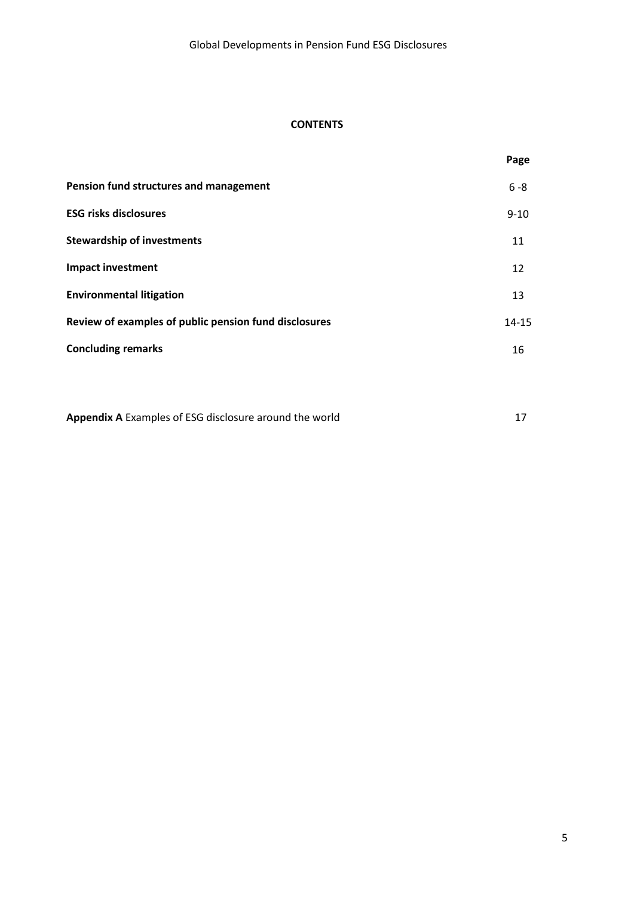## CONTENTS

| | Page |
|---|---|
| **Pension fund structures and management** | 6 -8 |
| **ESG risks disclosures** | 9-10 |
| **Stewardship of investments** | 11 |
| **Impact investment** | 12 |
| **Environmental litigation** | 13 |
| **Review of examples of public pension fund disclosures** | 14-15 |
| **Concluding remarks** | 16 |
| | |
| **Appendix A** Examples of ESG disclosure around the world | 17 |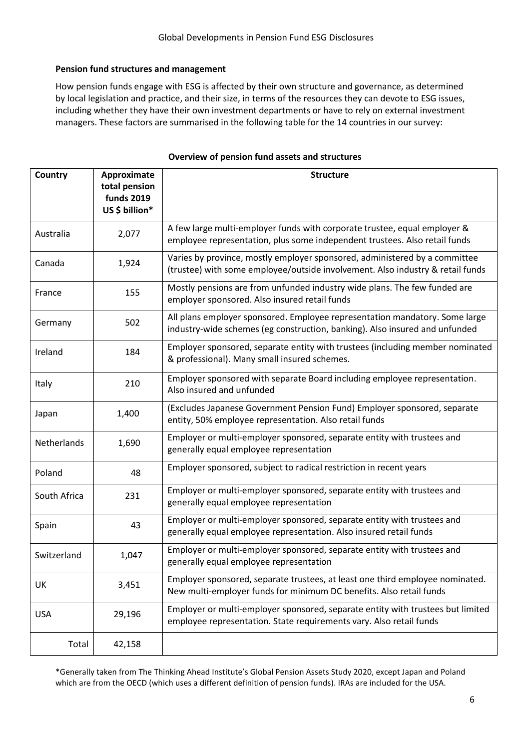### Pension fund structures and management

How pension funds engage with ESG is affected by their own structure and governance, as determined by local legislation and practice, and their size, in terms of the resources they can devote to ESG issues, including whether they have their own investment departments or have to rely on external investment managers. These factors are summarised in the following table for the 14 countries in our survey:

**Overview of pension fund assets and structures**

| Country | Approximate total pension funds 2019 US $ billion* | Structure |
| --- | --- | --- |
| Australia | 2,077 | A few large multi-employer funds with corporate trustee, equal employer & employee representation, plus some independent trustees. Also retail funds |
| Canada | 1,924 | Varies by province, mostly employer sponsored, administered by a committee (trustee) with some employee/outside involvement. Also industry & retail funds |
| France | 155 | Mostly pensions are from unfunded industry wide plans. The few funded are employer sponsored. Also insured retail funds |
| Germany | 502 | All plans employer sponsored. Employee representation mandatory. Some large industry-wide schemes (eg construction, banking). Also insured and unfunded |
| Ireland | 184 | Employer sponsored, separate entity with trustees (including member nominated & professional). Many small insured schemes. |
| Italy | 210 | Employer sponsored with separate Board including employee representation. Also insured and unfunded |
| Japan | 1,400 | (Excludes Japanese Government Pension Fund) Employer sponsored, separate entity, 50% employee representation. Also retail funds |
| Netherlands | 1,690 | Employer or multi-employer sponsored, separate entity with trustees and generally equal employee representation |
| Poland | 48 | Employer sponsored, subject to radical restriction in recent years |
| South Africa | 231 | Employer or multi-employer sponsored, separate entity with trustees and generally equal employee representation |
| Spain | 43 | Employer or multi-employer sponsored, separate entity with trustees and generally equal employee representation. Also insured retail funds |
| Switzerland | 1,047 | Employer or multi-employer sponsored, separate entity with trustees and generally equal employee representation |
| UK | 3,451 | Employer sponsored, separate trustees, at least one third employee nominated. New multi-employer funds for minimum DC benefits. Also retail funds |
| USA | 29,196 | Employer or multi-employer sponsored, separate entity with trustees but limited employee representation. State requirements vary. Also retail funds |
| Total | 42,158 | |

*Generally taken from The Thinking Ahead Institute's Global Pension Assets Study 2020, except Japan and Poland which are from the OECD (which uses a different definition of pension funds). IRAs are included for the USA.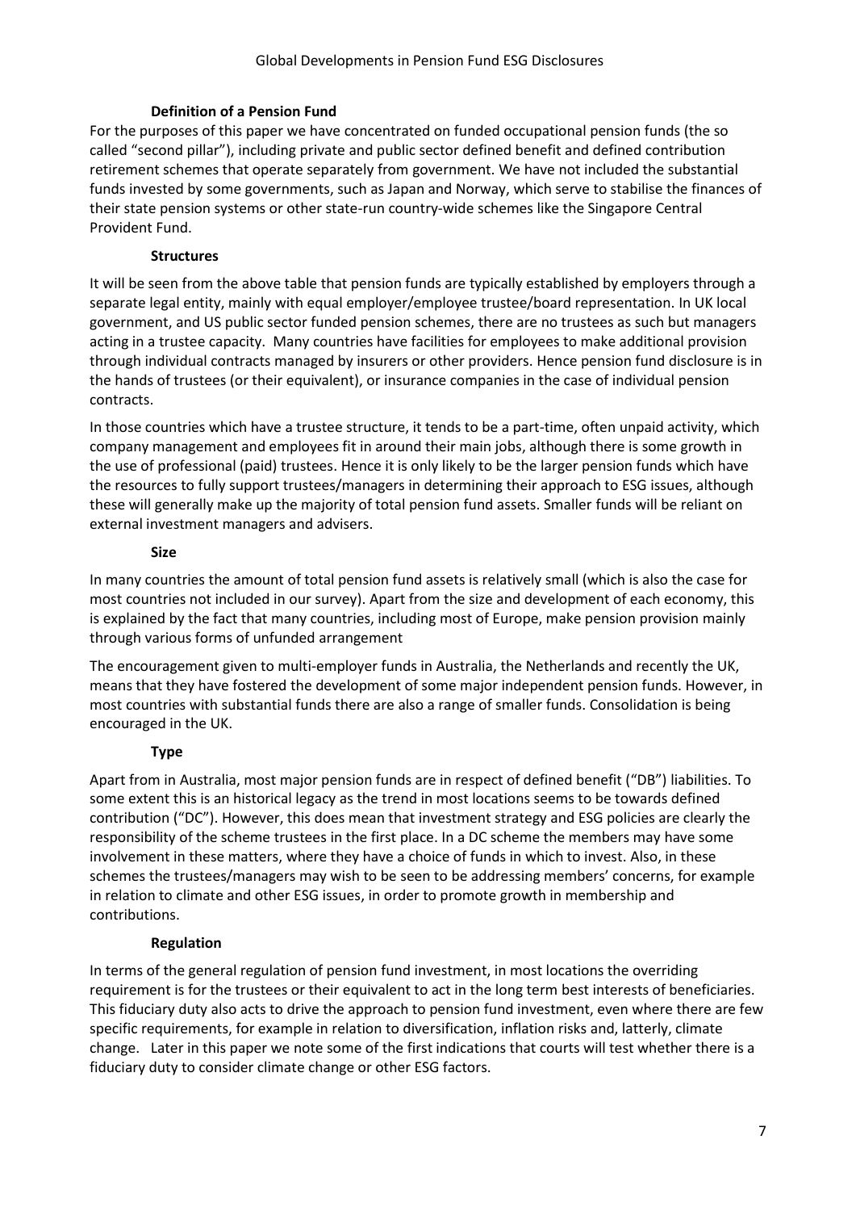### Definition of a Pension Fund

For the purposes of this paper we have concentrated on funded occupational pension funds (the so called "second pillar"), including private and public sector defined benefit and defined contribution retirement schemes that operate separately from government. We have not included the substantial funds invested by some governments, such as Japan and Norway, which serve to stabilise the finances of their state pension systems or other state-run country-wide schemes like the Singapore Central Provident Fund.

### Structures

It will be seen from the above table that pension funds are typically established by employers through a separate legal entity, mainly with equal employer/employee trustee/board representation. In UK local government, and US public sector funded pension schemes, there are no trustees as such but managers acting in a trustee capacity. Many countries have facilities for employees to make additional provision through individual contracts managed by insurers or other providers. Hence pension fund disclosure is in the hands of trustees (or their equivalent), or insurance companies in the case of individual pension contracts.

In those countries which have a trustee structure, it tends to be a part-time, often unpaid activity, which company management and employees fit in around their main jobs, although there is some growth in the use of professional (paid) trustees. Hence it is only likely to be the larger pension funds which have the resources to fully support trustees/managers in determining their approach to ESG issues, although these will generally make up the majority of total pension fund assets. Smaller funds will be reliant on external investment managers and advisers.

### Size

In many countries the amount of total pension fund assets is relatively small (which is also the case for most countries not included in our survey). Apart from the size and development of each economy, this is explained by the fact that many countries, including most of Europe, make pension provision mainly through various forms of unfunded arrangement

The encouragement given to multi-employer funds in Australia, the Netherlands and recently the UK, means that they have fostered the development of some major independent pension funds. However, in most countries with substantial funds there are also a range of smaller funds. Consolidation is being encouraged in the UK.

### Type

Apart from in Australia, most major pension funds are in respect of defined benefit ("DB") liabilities. To some extent this is an historical legacy as the trend in most locations seems to be towards defined contribution ("DC"). However, this does mean that investment strategy and ESG policies are clearly the responsibility of the scheme trustees in the first place. In a DC scheme the members may have some involvement in these matters, where they have a choice of funds in which to invest. Also, in these schemes the trustees/managers may wish to be seen to be addressing members' concerns, for example in relation to climate and other ESG issues, in order to promote growth in membership and contributions.

### Regulation

In terms of the general regulation of pension fund investment, in most locations the overriding requirement is for the trustees or their equivalent to act in the long term best interests of beneficiaries. This fiduciary duty also acts to drive the approach to pension fund investment, even where there are few specific requirements, for example in relation to diversification, inflation risks and, latterly, climate change. Later in this paper we note some of the first indications that courts will test whether there is a fiduciary duty to consider climate change or other ESG factors.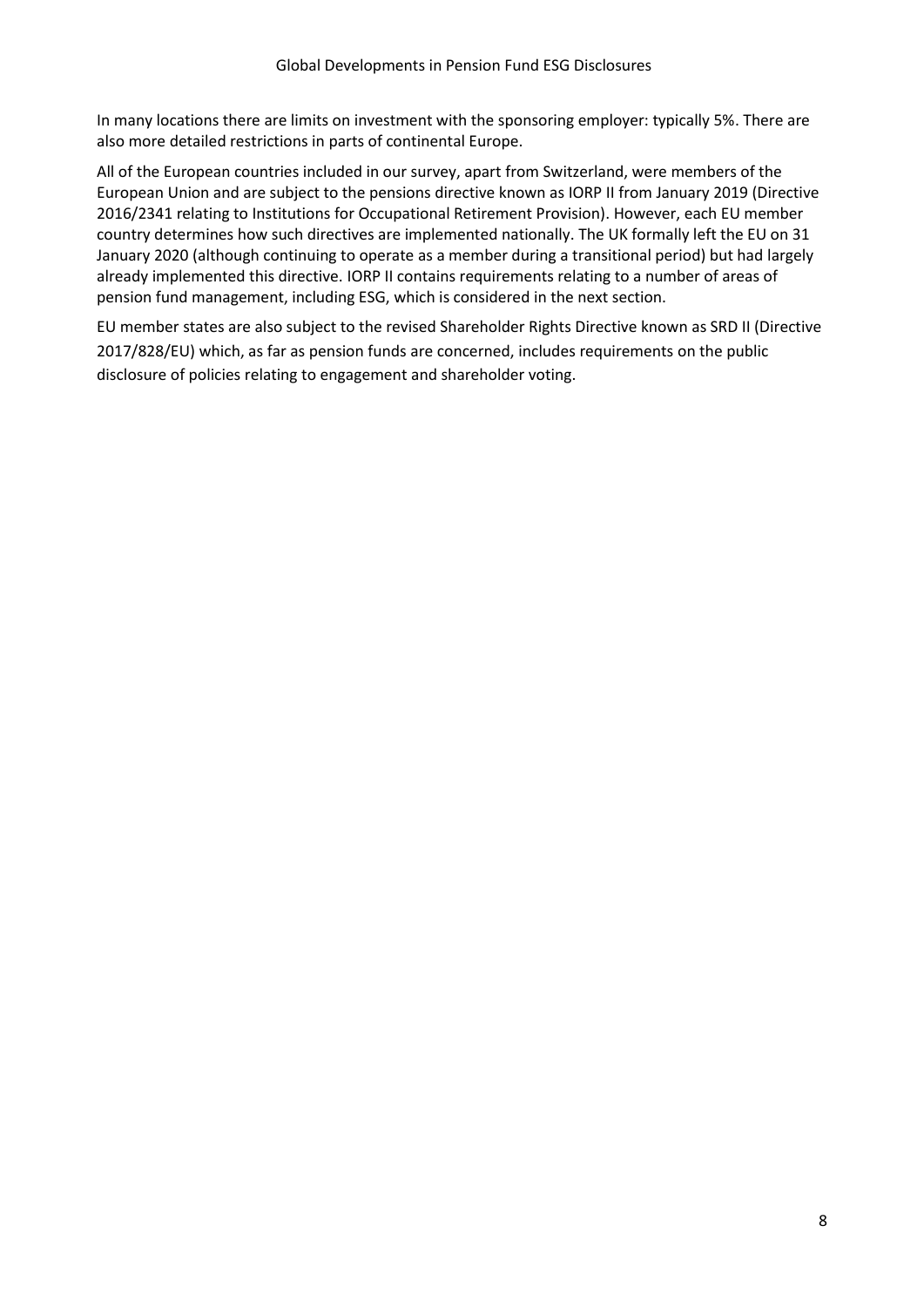In many locations there are limits on investment with the sponsoring employer: typically 5%. There are also more detailed restrictions in parts of continental Europe.

All of the European countries included in our survey, apart from Switzerland, were members of the European Union and are subject to the pensions directive known as IORP II from January 2019 (Directive 2016/2341 relating to Institutions for Occupational Retirement Provision). However, each EU member country determines how such directives are implemented nationally. The UK formally left the EU on 31 January 2020 (although continuing to operate as a member during a transitional period) but had largely already implemented this directive. IORP II contains requirements relating to a number of areas of pension fund management, including ESG, which is considered in the next section.

EU member states are also subject to the revised Shareholder Rights Directive known as SRD II (Directive 2017/828/EU) which, as far as pension funds are concerned, includes requirements on the public disclosure of policies relating to engagement and shareholder voting.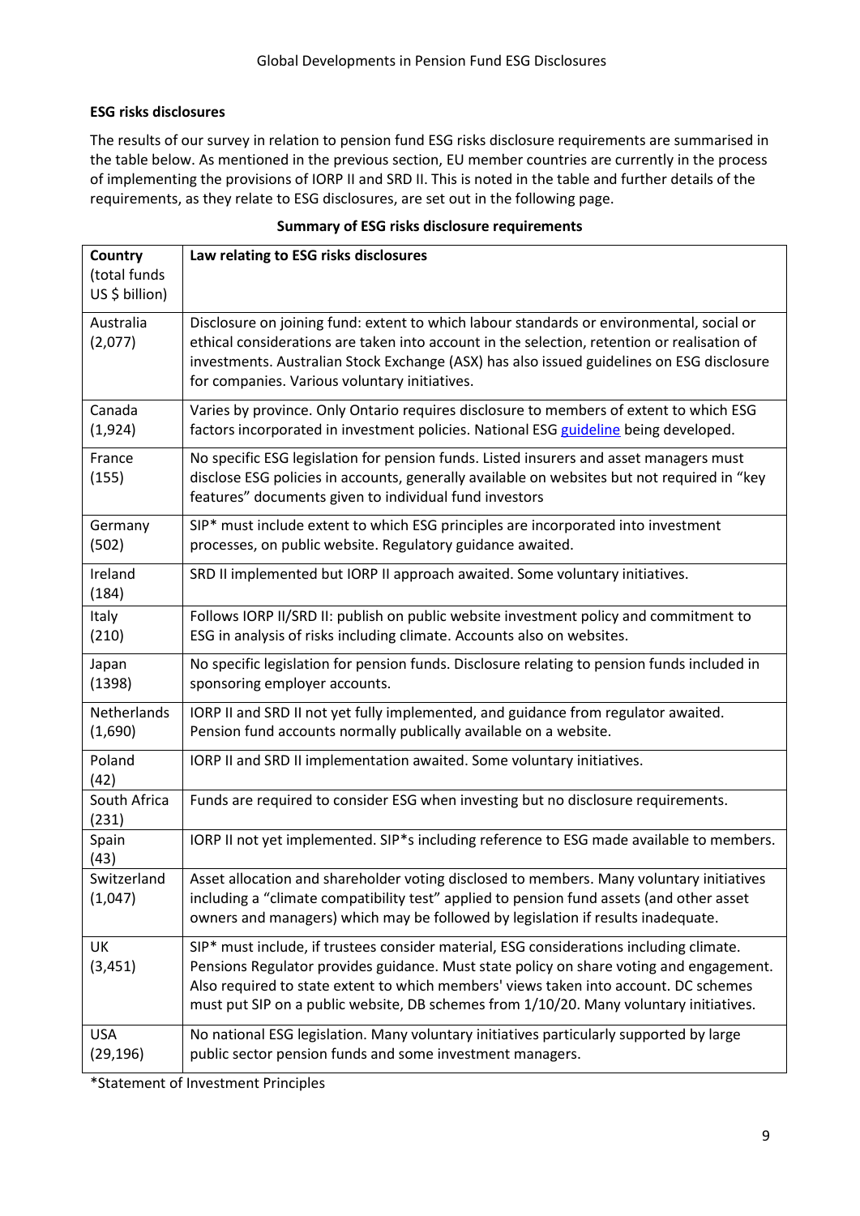### ESG risks disclosures

The results of our survey in relation to pension fund ESG risks disclosure requirements are summarised in the table below. As mentioned in the previous section, EU member countries are currently in the process of implementing the provisions of IORP II and SRD II. This is noted in the table and further details of the requirements, as they relate to ESG disclosures, are set out in the following page.

**Summary of ESG risks disclosure requirements**

| **Country** (total funds US $ billion) | **Law relating to ESG risks disclosures** |
|---|---|
| Australia (2,077) | Disclosure on joining fund: extent to which labour standards or environmental, social or ethical considerations are taken into account in the selection, retention or realisation of investments. Australian Stock Exchange (ASX) has also issued guidelines on ESG disclosure for companies. Various voluntary initiatives. |
| Canada (1,924) | Varies by province. Only Ontario requires disclosure to members of extent to which ESG factors incorporated in investment policies. National ESG guideline being developed. |
| France (155) | No specific ESG legislation for pension funds. Listed insurers and asset managers must disclose ESG policies in accounts, generally available on websites but not required in "key features" documents given to individual fund investors |
| Germany (502) | SIP* must include extent to which ESG principles are incorporated into investment processes, on public website. Regulatory guidance awaited. |
| Ireland (184) | SRD II implemented but IORP II approach awaited. Some voluntary initiatives. |
| Italy (210) | Follows IORP II/SRD II: publish on public website investment policy and commitment to ESG in analysis of risks including climate. Accounts also on websites. |
| Japan (1398) | No specific legislation for pension funds. Disclosure relating to pension funds included in sponsoring employer accounts. |
| Netherlands (1,690) | IORP II and SRD II not yet fully implemented, and guidance from regulator awaited. Pension fund accounts normally publically available on a website. |
| Poland (42) | IORP II and SRD II implementation awaited. Some voluntary initiatives. |
| South Africa (231) | Funds are required to consider ESG when investing but no disclosure requirements. |
| Spain (43) | IORP II not yet implemented. SIP*s including reference to ESG made available to members. |
| Switzerland (1,047) | Asset allocation and shareholder voting disclosed to members. Many voluntary initiatives including a "climate compatibility test" applied to pension fund assets (and other asset owners and managers) which may be followed by legislation if results inadequate. |
| UK (3,451) | SIP* must include, if trustees consider material, ESG considerations including climate. Pensions Regulator provides guidance. Must state policy on share voting and engagement. Also required to state extent to which members' views taken into account. DC schemes must put SIP on a public website, DB schemes from 1/10/20. Many voluntary initiatives. |
| USA (29,196) | No national ESG legislation. Many voluntary initiatives particularly supported by large public sector pension funds and some investment managers. |

*Statement of Investment Principles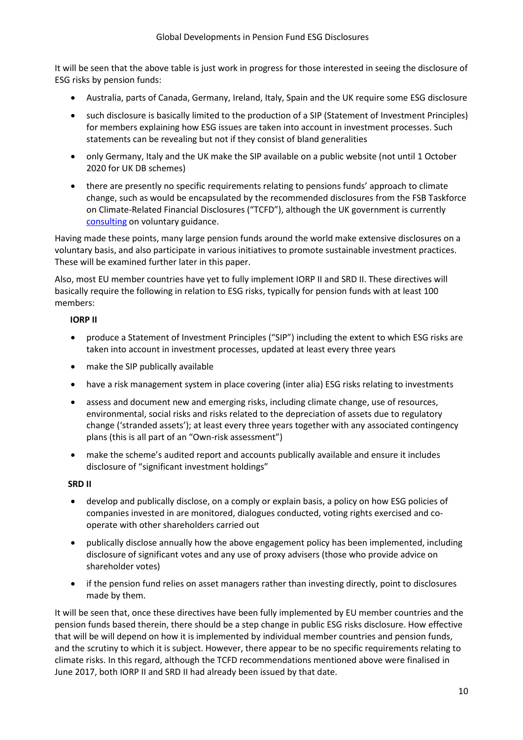It will be seen that the above table is just work in progress for those interested in seeing the disclosure of ESG risks by pension funds:

- Australia, parts of Canada, Germany, Ireland, Italy, Spain and the UK require some ESG disclosure
- such disclosure is basically limited to the production of a SIP (Statement of Investment Principles) for members explaining how ESG issues are taken into account in investment processes. Such statements can be revealing but not if they consist of bland generalities
- only Germany, Italy and the UK make the SIP available on a public website (not until 1 October 2020 for UK DB schemes)
- there are presently no specific requirements relating to pensions funds' approach to climate change, such as would be encapsulated by the recommended disclosures from the FSB Taskforce on Climate-Related Financial Disclosures ("TCFD"), although the UK government is currently consulting on voluntary guidance.

Having made these points, many large pension funds around the world make extensive disclosures on a voluntary basis, and also participate in various initiatives to promote sustainable investment practices. These will be examined further later in this paper.

Also, most EU member countries have yet to fully implement IORP II and SRD II. These directives will basically require the following in relation to ESG risks, typically for pension funds with at least 100 members:

**IORP II**

- produce a Statement of Investment Principles ("SIP") including the extent to which ESG risks are taken into account in investment processes, updated at least every three years
- make the SIP publically available
- have a risk management system in place covering (inter alia) ESG risks relating to investments
- assess and document new and emerging risks, including climate change, use of resources, environmental, social risks and risks related to the depreciation of assets due to regulatory change ('stranded assets'); at least every three years together with any associated contingency plans (this is all part of an "Own-risk assessment")
- make the scheme's audited report and accounts publically available and ensure it includes disclosure of "significant investment holdings"

**SRD II**

- develop and publically disclose, on a comply or explain basis, a policy on how ESG policies of companies invested in are monitored, dialogues conducted, voting rights exercised and co-operate with other shareholders carried out
- publically disclose annually how the above engagement policy has been implemented, including disclosure of significant votes and any use of proxy advisers (those who provide advice on shareholder votes)
- if the pension fund relies on asset managers rather than investing directly, point to disclosures made by them.

It will be seen that, once these directives have been fully implemented by EU member countries and the pension funds based therein, there should be a step change in public ESG risks disclosure. How effective that will be will depend on how it is implemented by individual member countries and pension funds, and the scrutiny to which it is subject. However, there appear to be no specific requirements relating to climate risks. In this regard, although the TCFD recommendations mentioned above were finalised in June 2017, both IORP II and SRD II had already been issued by that date.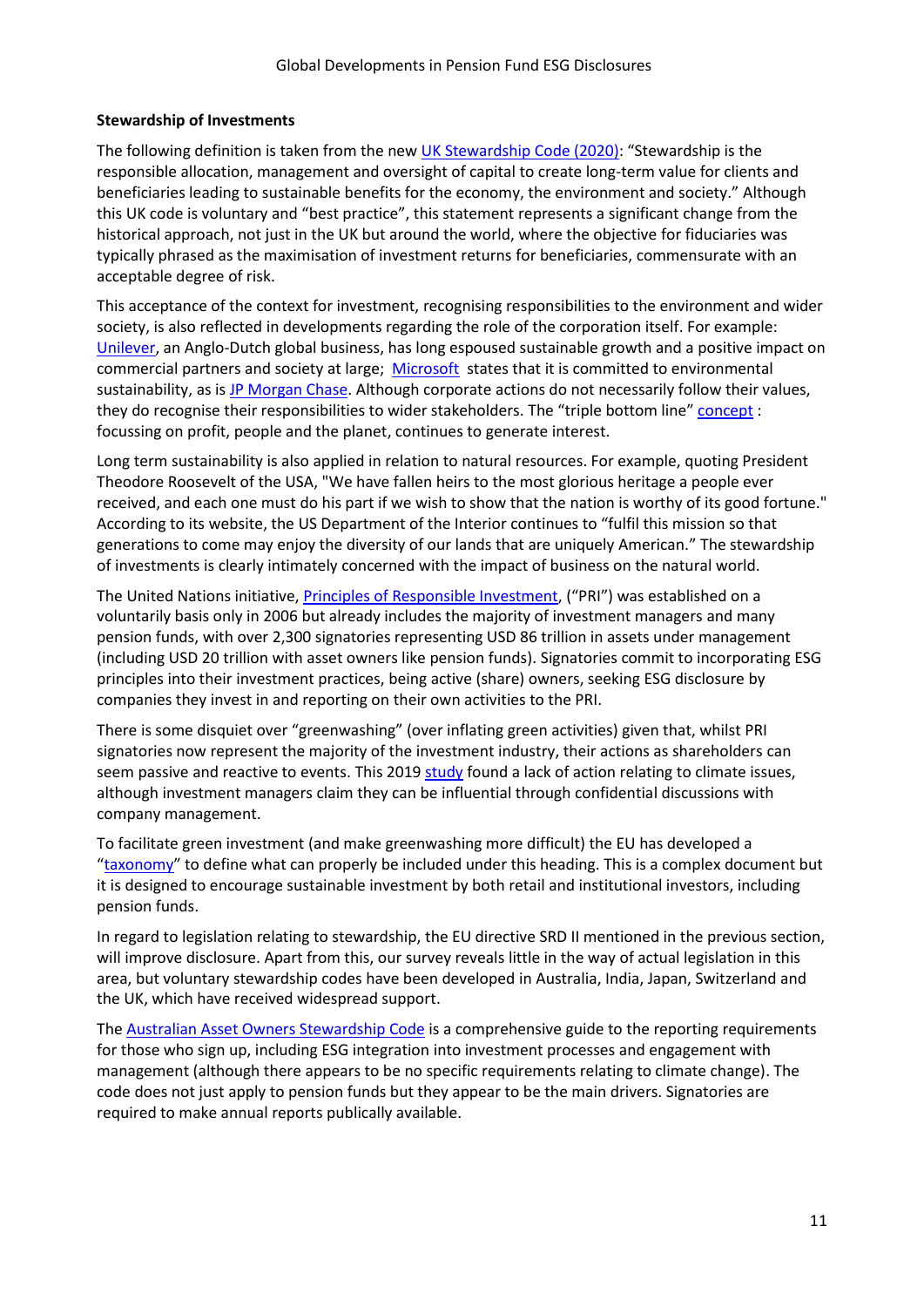**Stewardship of Investments**

The following definition is taken from the new UK Stewardship Code (2020): "Stewardship is the responsible allocation, management and oversight of capital to create long-term value for clients and beneficiaries leading to sustainable benefits for the economy, the environment and society." Although this UK code is voluntary and "best practice", this statement represents a significant change from the historical approach, not just in the UK but around the world, where the objective for fiduciaries was typically phrased as the maximisation of investment returns for beneficiaries, commensurate with an acceptable degree of risk.

This acceptance of the context for investment, recognising responsibilities to the environment and wider society, is also reflected in developments regarding the role of the corporation itself. For example: Unilever, an Anglo-Dutch global business, has long espoused sustainable growth and a positive impact on commercial partners and society at large; Microsoft states that it is committed to environmental sustainability, as is JP Morgan Chase. Although corporate actions do not necessarily follow their values, they do recognise their responsibilities to wider stakeholders. The "triple bottom line" concept : focussing on profit, people and the planet, continues to generate interest.

Long term sustainability is also applied in relation to natural resources. For example, quoting President Theodore Roosevelt of the USA, "We have fallen heirs to the most glorious heritage a people ever received, and each one must do his part if we wish to show that the nation is worthy of its good fortune." According to its website, the US Department of the Interior continues to "fulfil this mission so that generations to come may enjoy the diversity of our lands that are uniquely American." The stewardship of investments is clearly intimately concerned with the impact of business on the natural world.

The United Nations initiative, Principles of Responsible Investment, ("PRI") was established on a voluntarily basis only in 2006 but already includes the majority of investment managers and many pension funds, with over 2,300 signatories representing USD 86 trillion in assets under management (including USD 20 trillion with asset owners like pension funds). Signatories commit to incorporating ESG principles into their investment practices, being active (share) owners, seeking ESG disclosure by companies they invest in and reporting on their own activities to the PRI.

There is some disquiet over "greenwashing" (over inflating green activities) given that, whilst PRI signatories now represent the majority of the investment industry, their actions as shareholders can seem passive and reactive to events. This 2019 study found a lack of action relating to climate issues, although investment managers claim they can be influential through confidential discussions with company management.

To facilitate green investment (and make greenwashing more difficult) the EU has developed a "taxonomy" to define what can properly be included under this heading. This is a complex document but it is designed to encourage sustainable investment by both retail and institutional investors, including pension funds.

In regard to legislation relating to stewardship, the EU directive SRD II mentioned in the previous section, will improve disclosure. Apart from this, our survey reveals little in the way of actual legislation in this area, but voluntary stewardship codes have been developed in Australia, India, Japan, Switzerland and the UK, which have received widespread support.

The Australian Asset Owners Stewardship Code is a comprehensive guide to the reporting requirements for those who sign up, including ESG integration into investment processes and engagement with management (although there appears to be no specific requirements relating to climate change). The code does not just apply to pension funds but they appear to be the main drivers. Signatories are required to make annual reports publically available.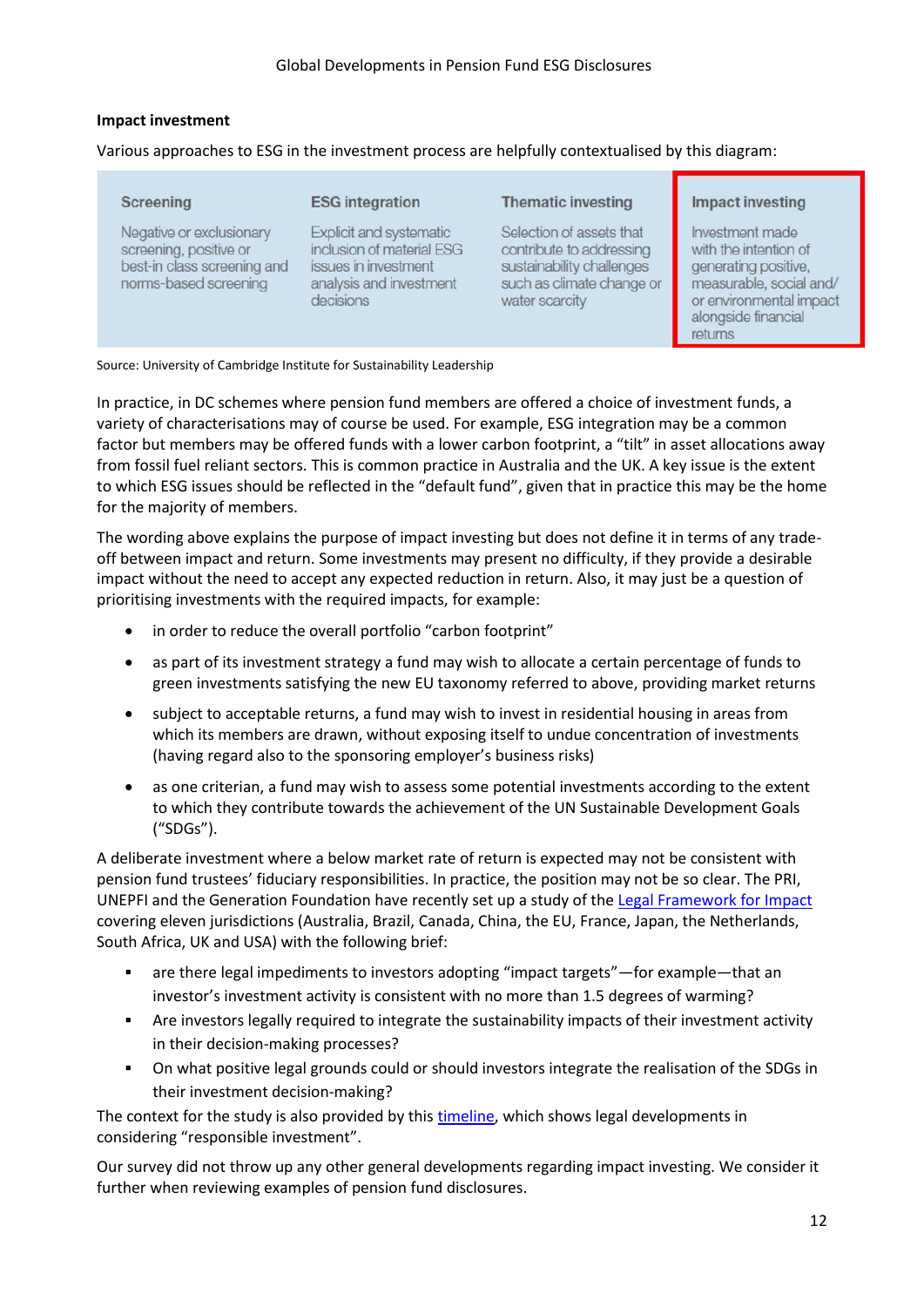**Impact investment**

Various approaches to ESG in the investment process are helpfully contextualised by this diagram:

| Screening | ESG integration | Thematic investing | Impact investing |
|---|---|---|---|
| Negative or exclusionary screening, positive or best-in class screening and norms-based screening | Explicit and systematic inclusion of material ESG issues in investment analysis and investment decisions | Selection of assets that contribute to addressing sustainability challenges such as climate change or water scarcity | Investment made with the intention of generating positive, measurable, social and/or environmental impact alongside financial returns |

Source: University of Cambridge Institute for Sustainability Leadership

In practice, in DC schemes where pension fund members are offered a choice of investment funds, a variety of characterisations may of course be used. For example, ESG integration may be a common factor but members may be offered funds with a lower carbon footprint, a "tilt" in asset allocations away from fossil fuel reliant sectors. This is common practice in Australia and the UK. A key issue is the extent to which ESG issues should be reflected in the "default fund", given that in practice this may be the home for the majority of members.

The wording above explains the purpose of impact investing but does not define it in terms of any trade-off between impact and return. Some investments may present no difficulty, if they provide a desirable impact without the need to accept any expected reduction in return. Also, it may just be a question of prioritising investments with the required impacts, for example:

- in order to reduce the overall portfolio "carbon footprint"
- as part of its investment strategy a fund may wish to allocate a certain percentage of funds to green investments satisfying the new EU taxonomy referred to above, providing market returns
- subject to acceptable returns, a fund may wish to invest in residential housing in areas from which its members are drawn, without exposing itself to undue concentration of investments (having regard also to the sponsoring employer's business risks)
- as one criterian, a fund may wish to assess some potential investments according to the extent to which they contribute towards the achievement of the UN Sustainable Development Goals ("SDGs").

A deliberate investment where a below market rate of return is expected may not be consistent with pension fund trustees' fiduciary responsibilities. In practice, the position may not be so clear. The PRI, UNEPFI and the Generation Foundation have recently set up a study of the Legal Framework for Impact covering eleven jurisdictions (Australia, Brazil, Canada, China, the EU, France, Japan, the Netherlands, South Africa, UK and USA) with the following brief:

- are there legal impediments to investors adopting "impact targets"—for example—that an investor's investment activity is consistent with no more than 1.5 degrees of warming?
- Are investors legally required to integrate the sustainability impacts of their investment activity in their decision-making processes?
- On what positive legal grounds could or should investors integrate the realisation of the SDGs in their investment decision-making?

The context for the study is also provided by this timeline, which shows legal developments in considering "responsible investment".

Our survey did not throw up any other general developments regarding impact investing. We consider it further when reviewing examples of pension fund disclosures.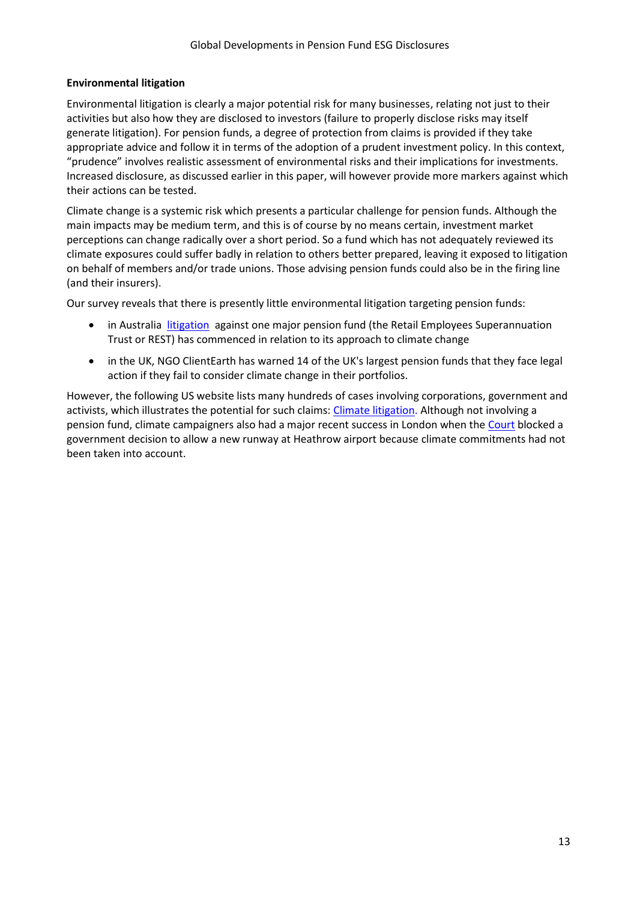**Environmental litigation**

Environmental litigation is clearly a major potential risk for many businesses, relating not just to their activities but also how they are disclosed to investors (failure to properly disclose risks may itself generate litigation). For pension funds, a degree of protection from claims is provided if they take appropriate advice and follow it in terms of the adoption of a prudent investment policy. In this context, "prudence" involves realistic assessment of environmental risks and their implications for investments. Increased disclosure, as discussed earlier in this paper, will however provide more markers against which their actions can be tested.

Climate change is a systemic risk which presents a particular challenge for pension funds. Although the main impacts may be medium term, and this is of course by no means certain, investment market perceptions can change radically over a short period. So a fund which has not adequately reviewed its climate exposures could suffer badly in relation to others better prepared, leaving it exposed to litigation on behalf of members and/or trade unions. Those advising pension funds could also be in the firing line (and their insurers).

Our survey reveals that there is presently little environmental litigation targeting pension funds:

- in Australia litigation against one major pension fund (the Retail Employees Superannuation Trust or REST) has commenced in relation to its approach to climate change
- in the UK, NGO ClientEarth has warned 14 of the UK's largest pension funds that they face legal action if they fail to consider climate change in their portfolios.

However, the following US website lists many hundreds of cases involving corporations, government and activists, which illustrates the potential for such claims: Climate litigation. Although not involving a pension fund, climate campaigners also had a major recent success in London when the Court blocked a government decision to allow a new runway at Heathrow airport because climate commitments had not been taken into account.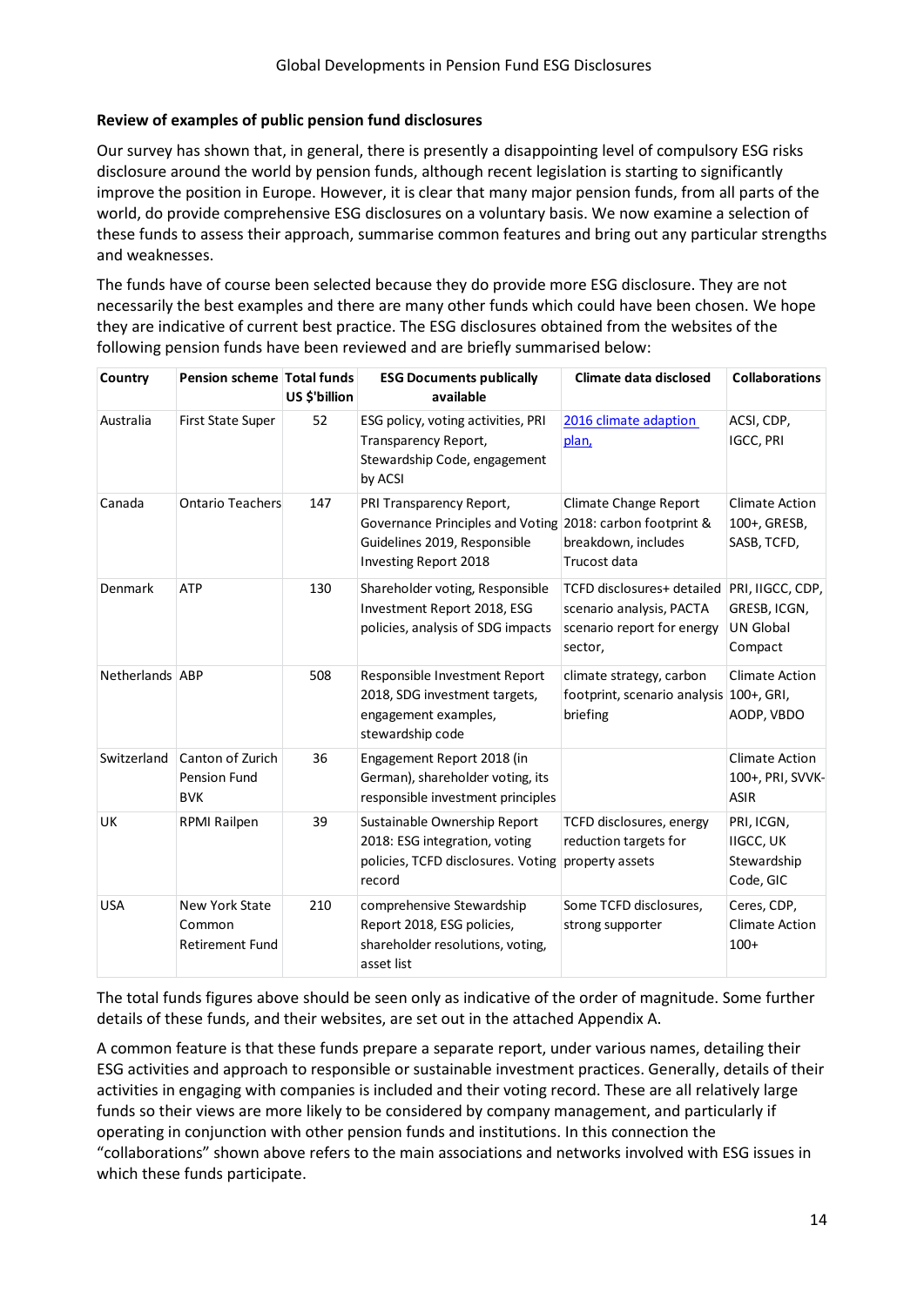### Review of examples of public pension fund disclosures

Our survey has shown that, in general, there is presently a disappointing level of compulsory ESG risks disclosure around the world by pension funds, although recent legislation is starting to significantly improve the position in Europe. However, it is clear that many major pension funds, from all parts of the world, do provide comprehensive ESG disclosures on a voluntary basis. We now examine a selection of these funds to assess their approach, summarise common features and bring out any particular strengths and weaknesses.

The funds have of course been selected because they do provide more ESG disclosure. They are not necessarily the best examples and there are many other funds which could have been chosen. We hope they are indicative of current best practice. The ESG disclosures obtained from the websites of the following pension funds have been reviewed and are briefly summarised below:

| Country | Pension scheme | Total funds US $'billion | ESG Documents publically available | Climate data disclosed | Collaborations |
|---|---|---|---|---|---|
| Australia | First State Super | 52 | ESG policy, voting activities, PRI Transparency Report, Stewardship Code, engagement by ACSI | 2016 climate adaption plan, | ACSI, CDP, IGCC, PRI |
| Canada | Ontario Teachers | 147 | PRI Transparency Report, Governance Principles and Voting Guidelines 2019, Responsible Investing Report 2018 | Climate Change Report 2018: carbon footprint & breakdown, includes Trucost data | Climate Action 100+, GRESB, SASB, TCFD, |
| Denmark | ATP | 130 | Shareholder voting, Responsible Investment Report 2018, ESG policies, analysis of SDG impacts | TCFD disclosures+ detailed scenario analysis, PACTA scenario report for energy sector, | PRI, IIGCC, CDP, GRESB, ICGN, UN Global Compact |
| Netherlands | ABP | 508 | Responsible Investment Report 2018, SDG investment targets, engagement examples, stewardship code | climate strategy, carbon footprint, scenario analysis briefing | Climate Action 100+, GRI, AODP, VBDO |
| Switzerland | Canton of Zurich Pension Fund BVK | 36 | Engagement Report 2018 (in German), shareholder voting, its responsible investment principles | | Climate Action 100+, PRI, SVVK-ASIR |
| UK | RPMI Railpen | 39 | Sustainable Ownership Report 2018: ESG integration, voting policies, TCFD disclosures. Voting record | TCFD disclosures, energy reduction targets for property assets | PRI, ICGN, IIGCC, UK Stewardship Code, GIC |
| USA | New York State Common Retirement Fund | 210 | comprehensive Stewardship Report 2018, ESG policies, shareholder resolutions, voting, asset list | Some TCFD disclosures, strong supporter | Ceres, CDP, Climate Action 100+ |

The total funds figures above should be seen only as indicative of the order of magnitude. Some further details of these funds, and their websites, are set out in the attached Appendix A.

A common feature is that these funds prepare a separate report, under various names, detailing their ESG activities and approach to responsible or sustainable investment practices. Generally, details of their activities in engaging with companies is included and their voting record. These are all relatively large funds so their views are more likely to be considered by company management, and particularly if operating in conjunction with other pension funds and institutions. In this connection the "collaborations" shown above refers to the main associations and networks involved with ESG issues in which these funds participate.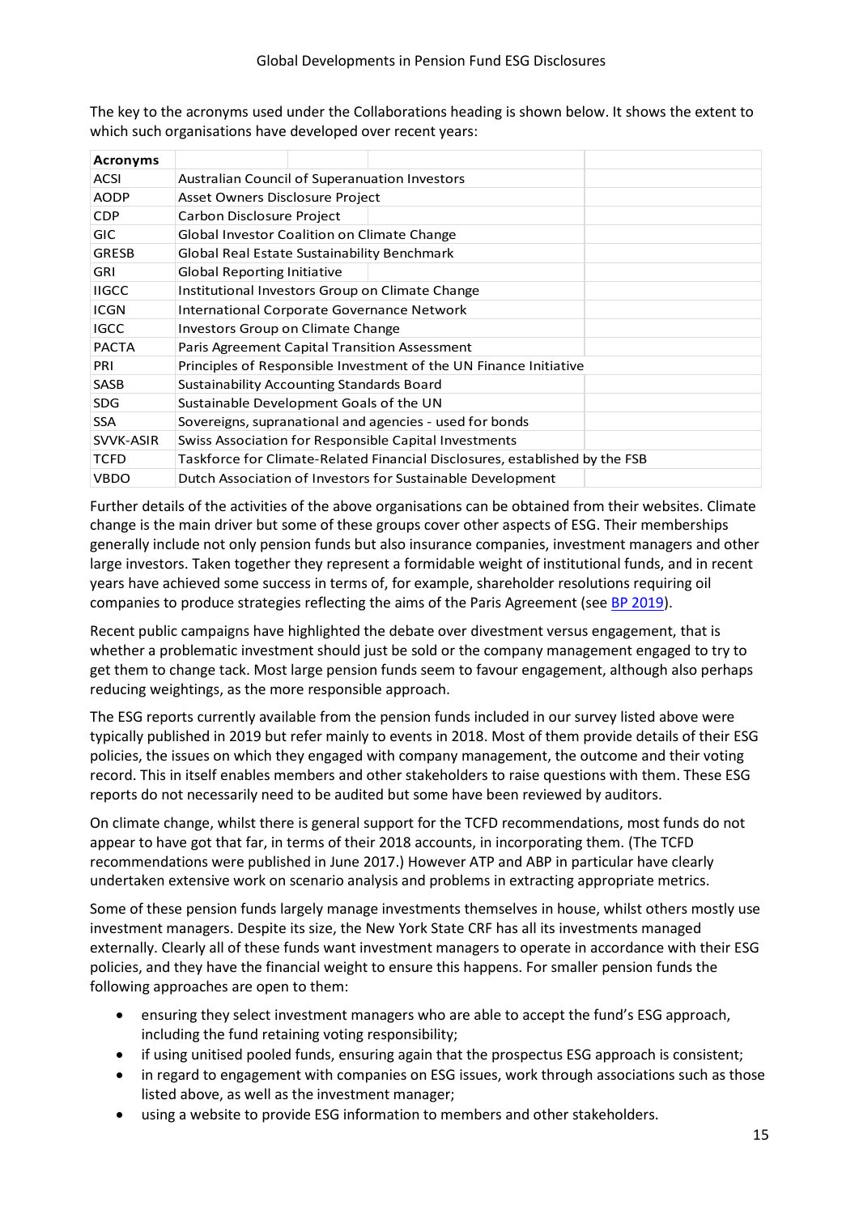The key to the acronyms used under the Collaborations heading is shown below. It shows the extent to which such organisations have developed over recent years:

| Acronyms | |
|---|---|
| ACSI | Australian Council of Superanuation Investors |
| AODP | Asset Owners Disclosure Project |
| CDP | Carbon Disclosure Project |
| GIC | Global Investor Coalition on Climate Change |
| GRESB | Global Real Estate Sustainability Benchmark |
| GRI | Global Reporting Initiative |
| IIGCC | Institutional Investors Group on Climate Change |
| ICGN | International Corporate Governance Network |
| IGCC | Investors Group on Climate Change |
| PACTA | Paris Agreement Capital Transition Assessment |
| PRI | Principles of Responsible Investment of the UN Finance Initiative |
| SASB | Sustainability Accounting Standards Board |
| SDG | Sustainable Development Goals of the UN |
| SSA | Sovereigns, supranational and agencies - used for bonds |
| SVVK-ASIR | Swiss Association for Responsible Capital Investments |
| TCFD | Taskforce for Climate-Related Financial Disclosures, established by the FSB |
| VBDO | Dutch Association of Investors for Sustainable Development |

Further details of the activities of the above organisations can be obtained from their websites. Climate change is the main driver but some of these groups cover other aspects of ESG. Their memberships generally include not only pension funds but also insurance companies, investment managers and other large investors. Taken together they represent a formidable weight of institutional funds, and in recent years have achieved some success in terms of, for example, shareholder resolutions requiring oil companies to produce strategies reflecting the aims of the Paris Agreement (see BP 2019).

Recent public campaigns have highlighted the debate over divestment versus engagement, that is whether a problematic investment should just be sold or the company management engaged to try to get them to change tack. Most large pension funds seem to favour engagement, although also perhaps reducing weightings, as the more responsible approach.

The ESG reports currently available from the pension funds included in our survey listed above were typically published in 2019 but refer mainly to events in 2018. Most of them provide details of their ESG policies, the issues on which they engaged with company management, the outcome and their voting record. This in itself enables members and other stakeholders to raise questions with them. These ESG reports do not necessarily need to be audited but some have been reviewed by auditors.

On climate change, whilst there is general support for the TCFD recommendations, most funds do not appear to have got that far, in terms of their 2018 accounts, in incorporating them. (The TCFD recommendations were published in June 2017.) However ATP and ABP in particular have clearly undertaken extensive work on scenario analysis and problems in extracting appropriate metrics.

Some of these pension funds largely manage investments themselves in house, whilst others mostly use investment managers. Despite its size, the New York State CRF has all its investments managed externally. Clearly all of these funds want investment managers to operate in accordance with their ESG policies, and they have the financial weight to ensure this happens. For smaller pension funds the following approaches are open to them:

- ensuring they select investment managers who are able to accept the fund's ESG approach, including the fund retaining voting responsibility;
- if using unitised pooled funds, ensuring again that the prospectus ESG approach is consistent;
- in regard to engagement with companies on ESG issues, work through associations such as those listed above, as well as the investment manager;
- using a website to provide ESG information to members and other stakeholders.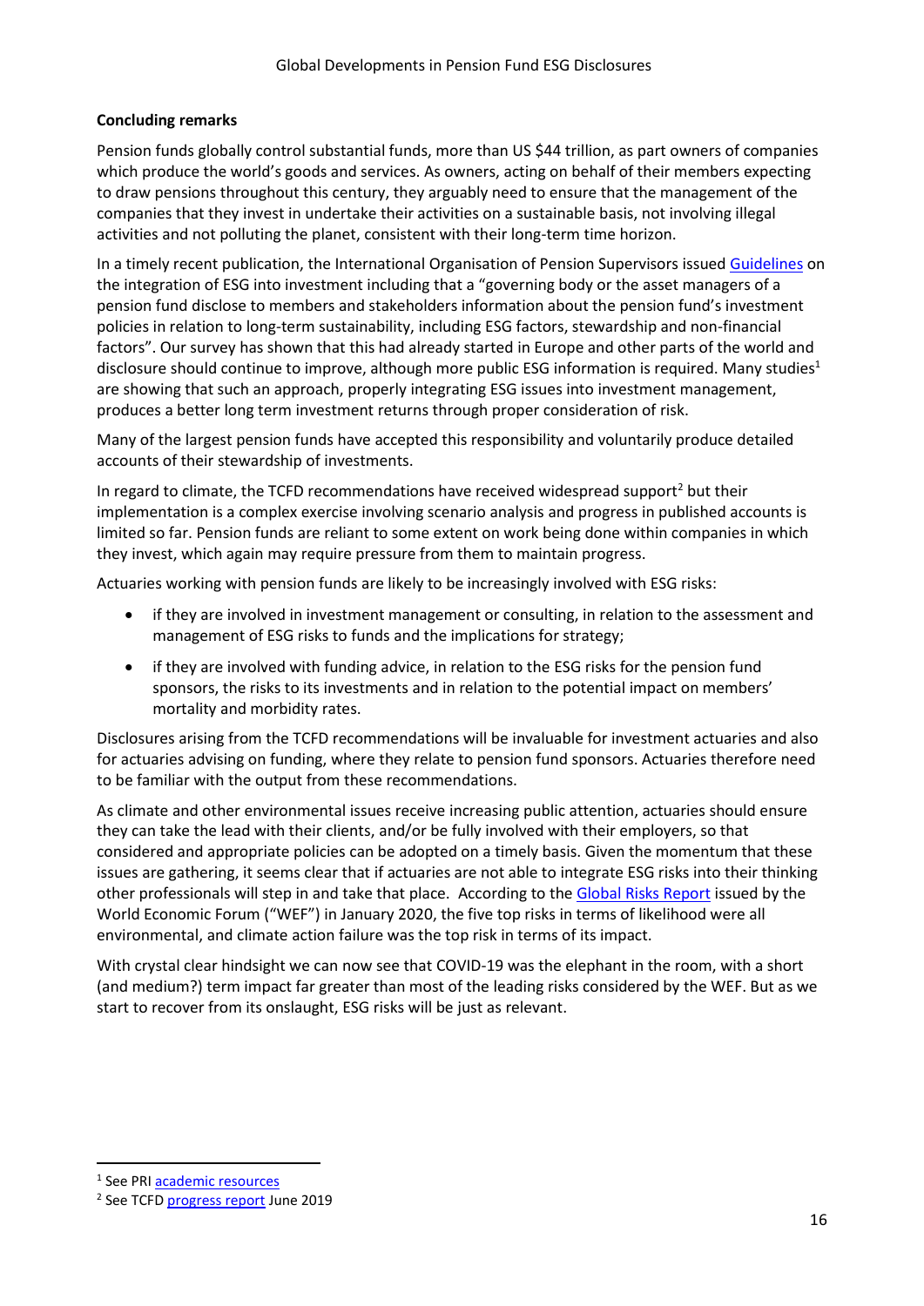**Concluding remarks**

Pension funds globally control substantial funds, more than US $44 trillion, as part owners of companies which produce the world's goods and services. As owners, acting on behalf of their members expecting to draw pensions throughout this century, they arguably need to ensure that the management of the companies that they invest in undertake their activities on a sustainable basis, not involving illegal activities and not polluting the planet, consistent with their long-term time horizon.

In a timely recent publication, the International Organisation of Pension Supervisors issued Guidelines on the integration of ESG into investment including that a "governing body or the asset managers of a pension fund disclose to members and stakeholders information about the pension fund's investment policies in relation to long-term sustainability, including ESG factors, stewardship and non-financial factors". Our survey has shown that this had already started in Europe and other parts of the world and disclosure should continue to improve, although more public ESG information is required. Many studies[1] are showing that such an approach, properly integrating ESG issues into investment management, produces a better long term investment returns through proper consideration of risk.

Many of the largest pension funds have accepted this responsibility and voluntarily produce detailed accounts of their stewardship of investments.

In regard to climate, the TCFD recommendations have received widespread support[2] but their implementation is a complex exercise involving scenario analysis and progress in published accounts is limited so far. Pension funds are reliant to some extent on work being done within companies in which they invest, which again may require pressure from them to maintain progress.

Actuaries working with pension funds are likely to be increasingly involved with ESG risks:

- if they are involved in investment management or consulting, in relation to the assessment and management of ESG risks to funds and the implications for strategy;
- if they are involved with funding advice, in relation to the ESG risks for the pension fund sponsors, the risks to its investments and in relation to the potential impact on members' mortality and morbidity rates.

Disclosures arising from the TCFD recommendations will be invaluable for investment actuaries and also for actuaries advising on funding, where they relate to pension fund sponsors. Actuaries therefore need to be familiar with the output from these recommendations.

As climate and other environmental issues receive increasing public attention, actuaries should ensure they can take the lead with their clients, and/or be fully involved with their employers, so that considered and appropriate policies can be adopted on a timely basis. Given the momentum that these issues are gathering, it seems clear that if actuaries are not able to integrate ESG risks into their thinking other professionals will step in and take that place. According to the Global Risks Report issued by the World Economic Forum ("WEF") in January 2020, the five top risks in terms of likelihood were all environmental, and climate action failure was the top risk in terms of its impact.

With crystal clear hindsight we can now see that COVID-19 was the elephant in the room, with a short (and medium?) term impact far greater than most of the leading risks considered by the WEF. But as we start to recover from its onslaught, ESG risks will be just as relevant.

---

[1] See PRI academic resources

[2] See TCFD progress report June 2019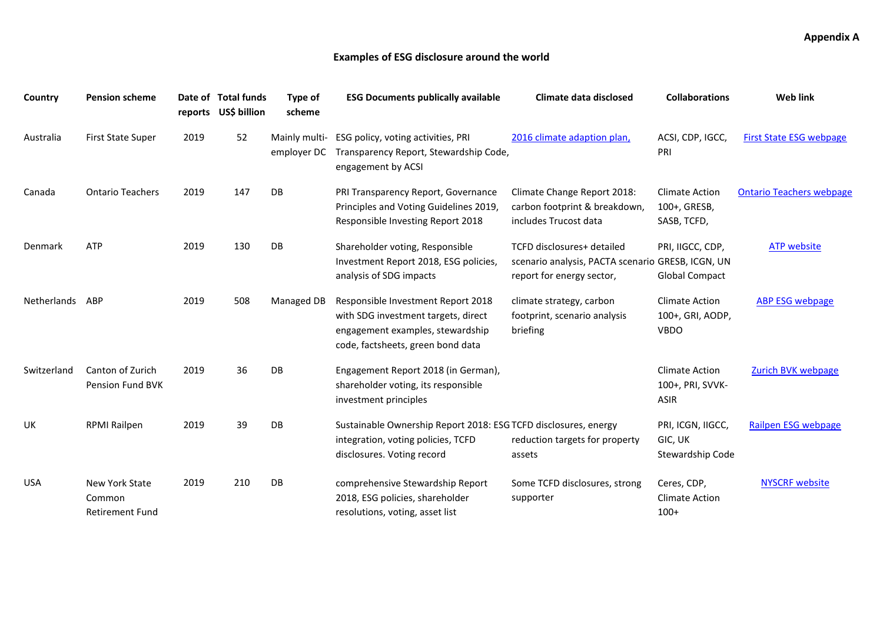**Appendix A**

## Examples of ESG disclosure around the world

| Country | Pension scheme | Date of reports | Total funds US$ billion | Type of scheme | ESG Documents publically available | Climate data disclosed | Collaborations | Web link |
|---|---|---|---|---|---|---|---|---|
| Australia | First State Super | 2019 | 52 | Mainly multi-employer DC | ESG policy, voting activities, PRI Transparency Report, Stewardship Code, engagement by ACSI | 2016 climate adaption plan, | ACSI, CDP, IGCC, PRI | First State ESG webpage |
| Canada | Ontario Teachers | 2019 | 147 | DB | PRI Transparency Report, Governance Principles and Voting Guidelines 2019, Responsible Investing Report 2018 | Climate Change Report 2018: carbon footprint & breakdown, includes Trucost data | Climate Action 100+, GRESB, SASB, TCFD, | Ontario Teachers webpage |
| Denmark | ATP | 2019 | 130 | DB | Shareholder voting, Responsible Investment Report 2018, ESG policies, analysis of SDG impacts | TCFD disclosures+ detailed scenario analysis, PACTA scenario report for energy sector, | PRI, IIGCC, CDP, GRESB, ICGN, UN Global Compact | ATP website |
| Netherlands | ABP | 2019 | 508 | Managed DB | Responsible Investment Report 2018 with SDG investment targets, direct engagement examples, stewardship code, factsheets, green bond data | climate strategy, carbon footprint, scenario analysis briefing | Climate Action 100+, GRI, AODP, VBDO | ABP ESG webpage |
| Switzerland | Canton of Zurich Pension Fund BVK | 2019 | 36 | DB | Engagement Report 2018 (in German), shareholder voting, its responsible investment principles | | Climate Action 100+, PRI, SVVK-ASIR | Zurich BVK webpage |
| UK | RPMI Railpen | 2019 | 39 | DB | Sustainable Ownership Report 2018: ESG integration, voting policies, TCFD disclosures. Voting record | TCFD disclosures, energy reduction targets for property assets | PRI, ICGN, IIGCC, GIC, UK Stewardship Code | Railpen ESG webpage |
| USA | New York State Common Retirement Fund | 2019 | 210 | DB | comprehensive Stewardship Report 2018, ESG policies, shareholder resolutions, voting, asset list | Some TCFD disclosures, strong supporter | Ceres, CDP, Climate Action 100+ | NYSCRF website |